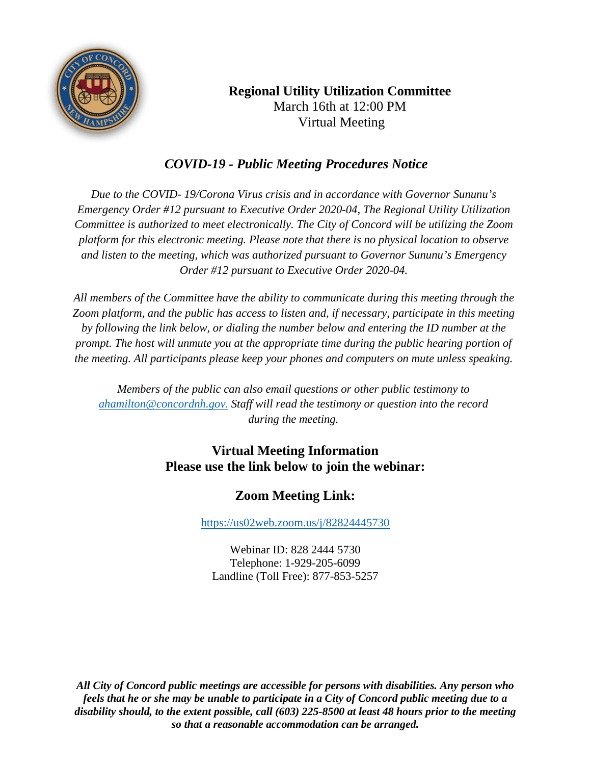# Regional Utility Utilization Committee

March 16th at 12:00 PM
Virtual Meeting

## *COVID-19 - Public Meeting Procedures Notice*

*Due to the COVID- 19/Corona Virus crisis and in accordance with Governor Sununu's Emergency Order #12 pursuant to Executive Order 2020-04, The Regional Utility Utilization Committee is authorized to meet electronically. The City of Concord will be utilizing the Zoom platform for this electronic meeting. Please note that there is no physical location to observe and listen to the meeting, which was authorized pursuant to Governor Sununu's Emergency Order #12 pursuant to Executive Order 2020-04.*

*All members of the Committee have the ability to communicate during this meeting through the Zoom platform, and the public has access to listen and, if necessary, participate in this meeting by following the link below, or dialing the number below and entering the ID number at the prompt. The host will unmute you at the appropriate time during the public hearing portion of the meeting. All participants please keep your phones and computers on mute unless speaking.*

*Members of the public can also email questions or other public testimony to ahamilton@concordnh.gov. Staff will read the testimony or question into the record during the meeting.*

## Virtual Meeting Information
## Please use the link below to join the webinar:

## Zoom Meeting Link:

https://us02web.zoom.us/j/82824445730

Webinar ID: 828 2444 5730
Telephone: 1-929-205-6099
Landline (Toll Free): 877-853-5257

***All City of Concord public meetings are accessible for persons with disabilities. Any person who feels that he or she may be unable to participate in a City of Concord public meeting due to a disability should, to the extent possible, call (603) 225-8500 at least 48 hours prior to the meeting so that a reasonable accommodation can be arranged.***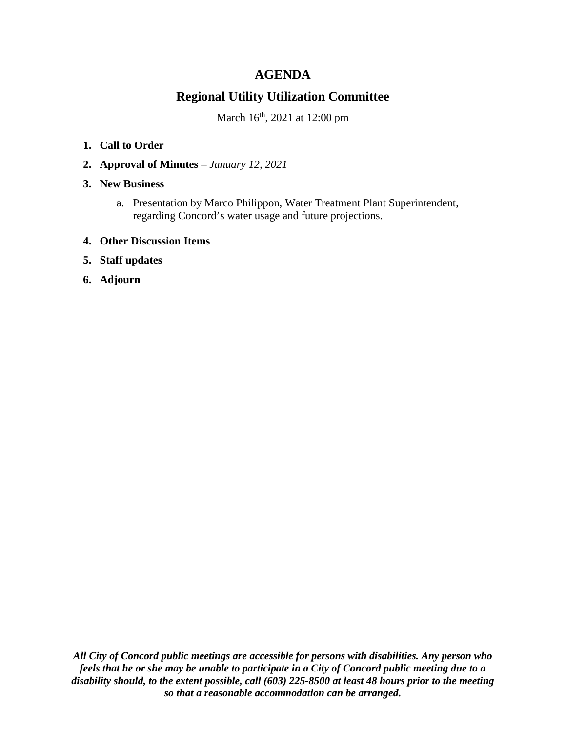# AGENDA

## Regional Utility Utilization Committee

March 16th, 2021 at 12:00 pm

1. **Call to Order**
2. **Approval of Minutes** – *January 12, 2021*
3. **New Business**
    a. Presentation by Marco Philippon, Water Treatment Plant Superintendent, regarding Concord's water usage and future projections.
4. **Other Discussion Items**
5. **Staff updates**
6. **Adjourn**

***All City of Concord public meetings are accessible for persons with disabilities. Any person who feels that he or she may be unable to participate in a City of Concord public meeting due to a disability should, to the extent possible, call (603) 225-8500 at least 48 hours prior to the meeting so that a reasonable accommodation can be arranged.***